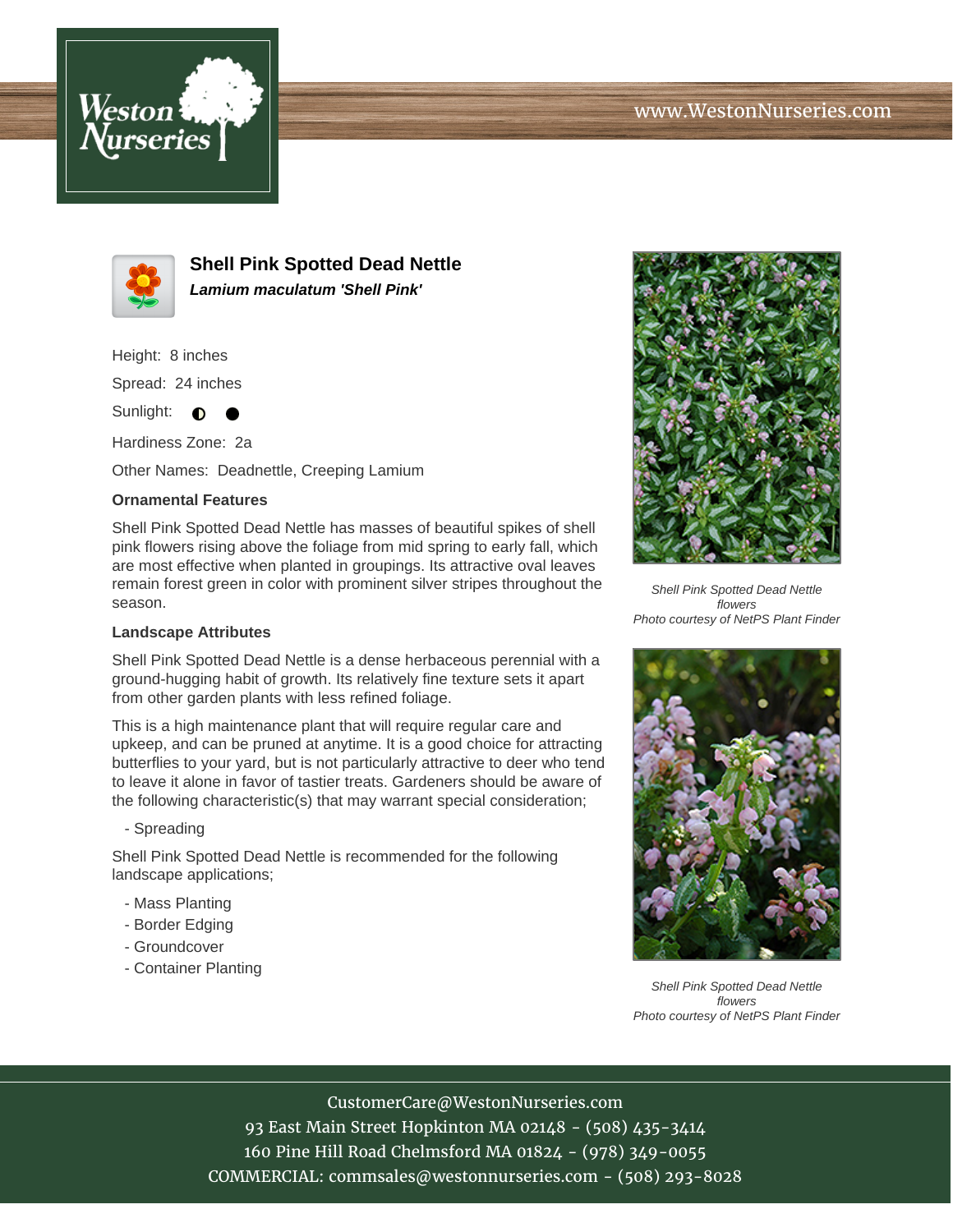# Shell Pink Spotted Dead Nettle

***Lamium maculatum 'Shell Pink'***

Height: 8 inches

Spread: 24 inches

Sunlight: ◐ ●

Hardiness Zone: 2a

Other Names: Deadnettle, Creeping Lamium

### Ornamental Features

Shell Pink Spotted Dead Nettle has masses of beautiful spikes of shell pink flowers rising above the foliage from mid spring to early fall, which are most effective when planted in groupings. Its attractive oval leaves remain forest green in color with prominent silver stripes throughout the season.

### Landscape Attributes

Shell Pink Spotted Dead Nettle is a dense herbaceous perennial with a ground-hugging habit of growth. Its relatively fine texture sets it apart from other garden plants with less refined foliage.

This is a high maintenance plant that will require regular care and upkeep, and can be pruned at anytime. It is a good choice for attracting butterflies to your yard, but is not particularly attractive to deer who tend to leave it alone in favor of tastier treats. Gardeners should be aware of the following characteristic(s) that may warrant special consideration;

- Spreading

Shell Pink Spotted Dead Nettle is recommended for the following landscape applications;

- Mass Planting
- Border Edging
- Groundcover
- Container Planting

*Shell Pink Spotted Dead Nettle flowers*
*Photo courtesy of NetPS Plant Finder*

*Shell Pink Spotted Dead Nettle flowers*
*Photo courtesy of NetPS Plant Finder*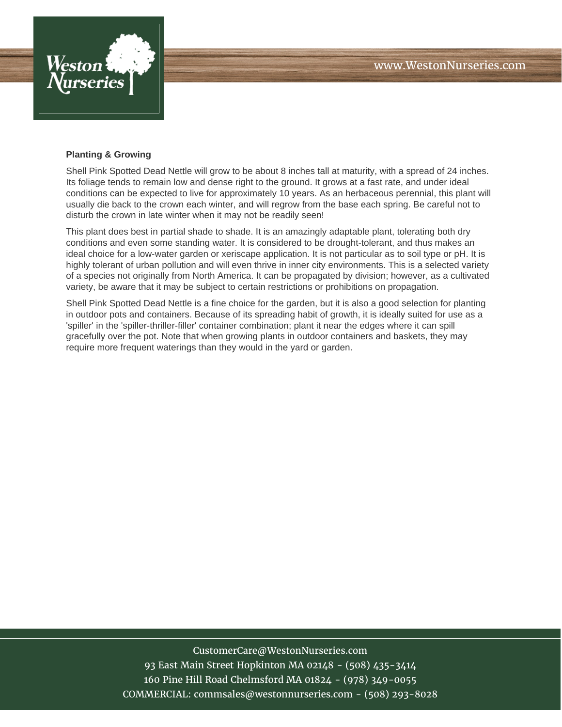### Planting & Growing

Shell Pink Spotted Dead Nettle will grow to be about 8 inches tall at maturity, with a spread of 24 inches. Its foliage tends to remain low and dense right to the ground. It grows at a fast rate, and under ideal conditions can be expected to live for approximately 10 years. As an herbaceous perennial, this plant will usually die back to the crown each winter, and will regrow from the base each spring. Be careful not to disturb the crown in late winter when it may not be readily seen!

This plant does best in partial shade to shade. It is an amazingly adaptable plant, tolerating both dry conditions and even some standing water. It is considered to be drought-tolerant, and thus makes an ideal choice for a low-water garden or xeriscape application. It is not particular as to soil type or pH. It is highly tolerant of urban pollution and will even thrive in inner city environments. This is a selected variety of a species not originally from North America. It can be propagated by division; however, as a cultivated variety, be aware that it may be subject to certain restrictions or prohibitions on propagation.

Shell Pink Spotted Dead Nettle is a fine choice for the garden, but it is also a good selection for planting in outdoor pots and containers. Because of its spreading habit of growth, it is ideally suited for use as a 'spiller' in the 'spiller-thriller-filler' container combination; plant it near the edges where it can spill gracefully over the pot. Note that when growing plants in outdoor containers and baskets, they may require more frequent waterings than they would in the yard or garden.